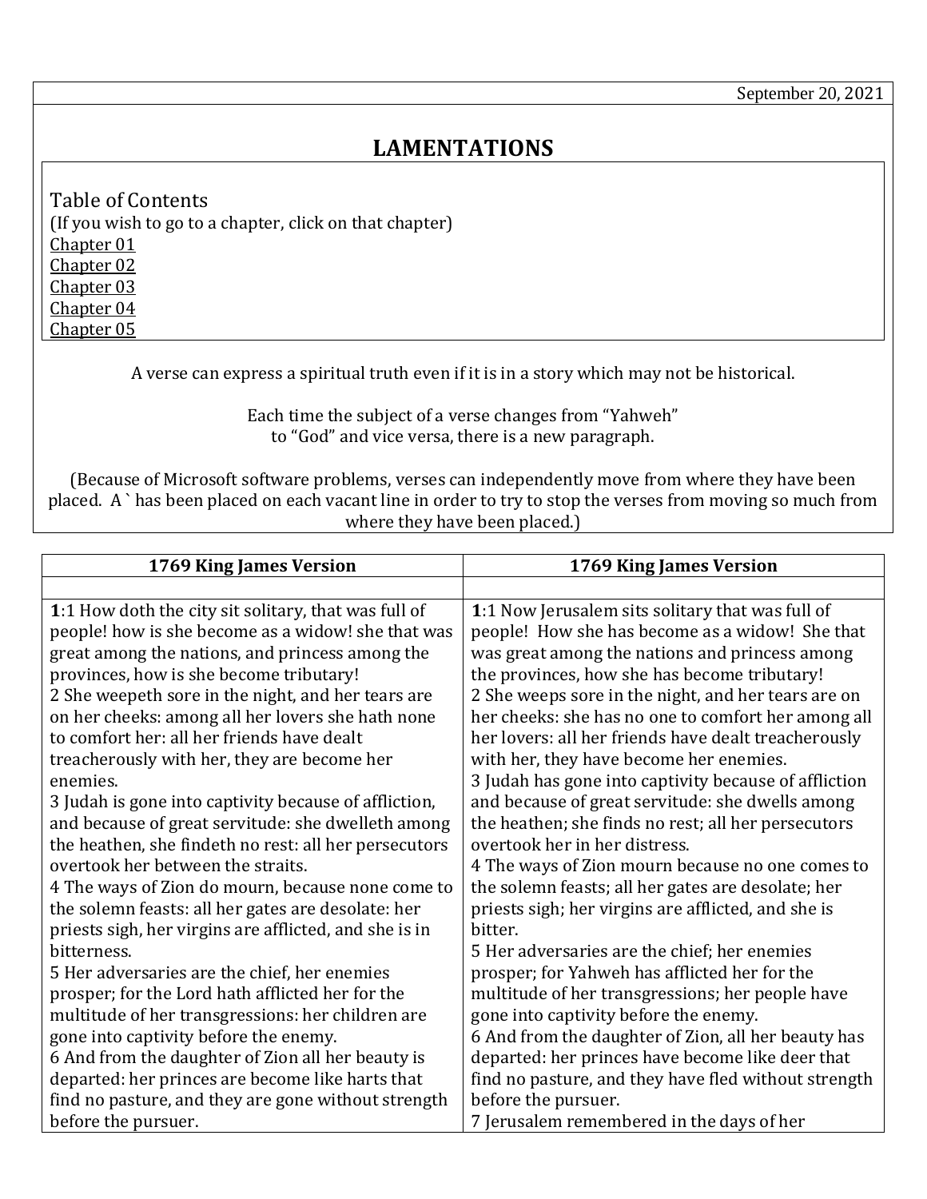September 20, 2021

# LAMENTATIONS

Table of Contents
(If you wish to go to a chapter, click on that chapter)
Chapter 01
Chapter 02
Chapter 03
Chapter 04
Chapter 05

A verse can express a spiritual truth even if it is in a story which may not be historical.

Each time the subject of a verse changes from "Yahweh" to "God" and vice versa, there is a new paragraph.

(Because of Microsoft software problems, verses can independently move from where they have been placed. A ` has been placed on each vacant line in order to try to stop the verses from moving so much from where they have been placed.)

| 1769 King James Version | 1769 King James Version |
|---|---|
| | |
| **1**:1 How doth the city sit solitary, that was full of people! how is she become as a widow! she that was great among the nations, and princess among the provinces, how is she become tributary!<br>2 She weepeth sore in the night, and her tears are on her cheeks: among all her lovers she hath none to comfort her: all her friends have dealt treacherously with her, they are become her enemies.<br>3 Judah is gone into captivity because of affliction, and because of great servitude: she dwelleth among the heathen, she findeth no rest: all her persecutors overtook her between the straits.<br>4 The ways of Zion do mourn, because none come to the solemn feasts: all her gates are desolate: her priests sigh, her virgins are afflicted, and she is in bitterness.<br>5 Her adversaries are the chief, her enemies prosper; for the Lord hath afflicted her for the multitude of her transgressions: her children are gone into captivity before the enemy.<br>6 And from the daughter of Zion all her beauty is departed: her princes are become like harts that find no pasture, and they are gone without strength before the pursuer. | **1**:1 Now Jerusalem sits solitary that was full of people! How she has become as a widow! She that was great among the nations and princess among the provinces, how she has become tributary!<br>2 She weeps sore in the night, and her tears are on her cheeks: she has no one to comfort her among all her lovers: all her friends have dealt treacherously with her, they have become her enemies.<br>3 Judah has gone into captivity because of affliction and because of great servitude: she dwells among the heathen; she finds no rest; all her persecutors overtook her in her distress.<br>4 The ways of Zion mourn because no one comes to the solemn feasts; all her gates are desolate; her priests sigh; her virgins are afflicted, and she is bitter.<br>5 Her adversaries are the chief; her enemies prosper; for Yahweh has afflicted her for the multitude of her transgressions; her people have gone into captivity before the enemy.<br>6 And from the daughter of Zion, all her beauty has departed: her princes have become like deer that find no pasture, and they have fled without strength before the pursuer.<br>7 Jerusalem remembered in the days of her |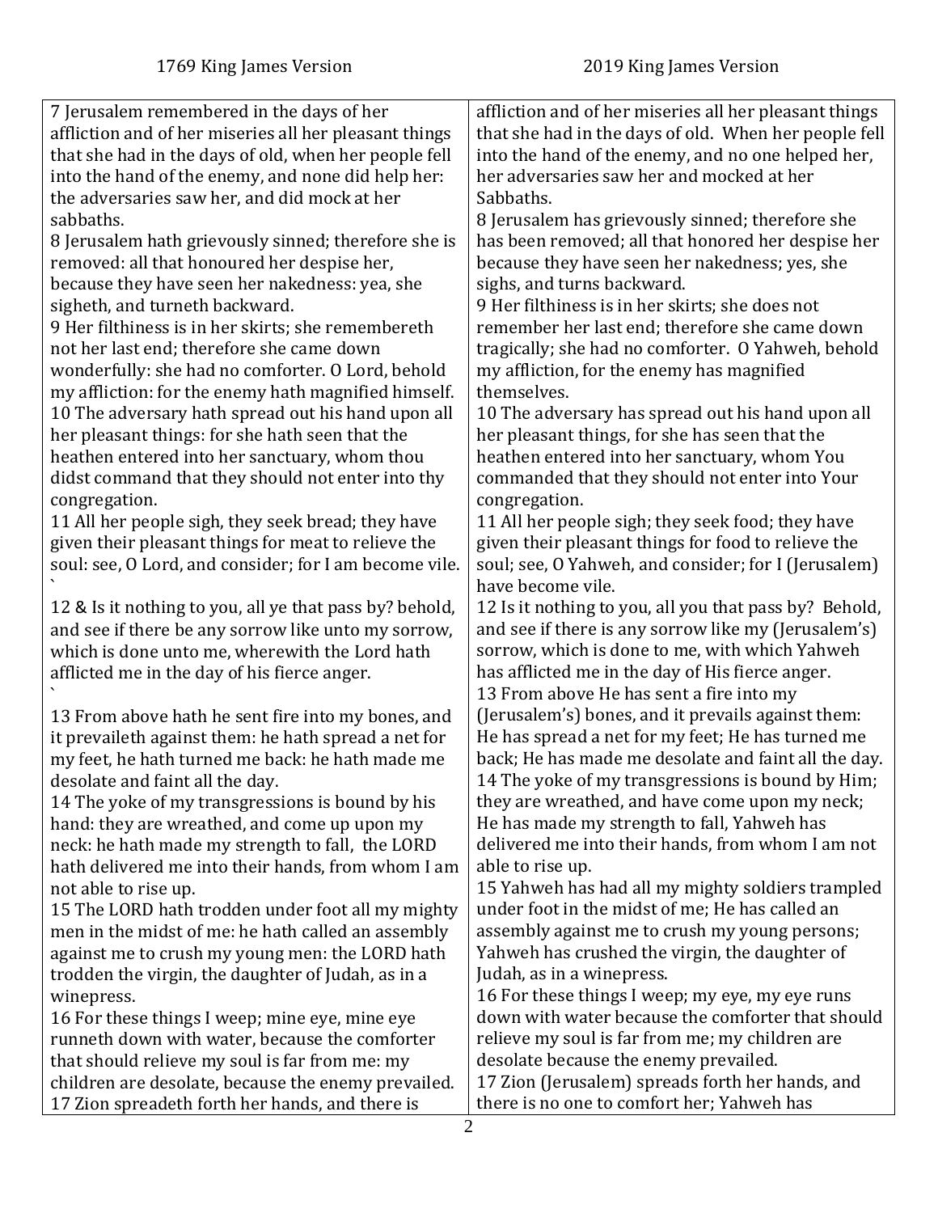| 1769 King James Version | 2019 King James Version |
| --- | --- |
| 7 Jerusalem remembered in the days of her affliction and of her miseries all her pleasant things that she had in the days of old, when her people fell into the hand of the enemy, and none did help her: the adversaries saw her, and did mock at her sabbaths. | affliction and of her miseries all her pleasant things that she had in the days of old. When her people fell into the hand of the enemy, and no one helped her, her adversaries saw her and mocked at her Sabbaths. |
| 8 Jerusalem hath grievously sinned; therefore she is removed: all that honoured her despise her, because they have seen her nakedness: yea, she sigheth, and turneth backward. | 8 Jerusalem has grievously sinned; therefore she has been removed; all that honored her despise her because they have seen her nakedness; yes, she sighs, and turns backward. |
| 9 Her filthiness is in her skirts; she remembereth not her last end; therefore she came down wonderfully: she had no comforter. O Lord, behold my affliction: for the enemy hath magnified himself. | 9 Her filthiness is in her skirts; she does not remember her last end; therefore she came down tragically; she had no comforter. O Yahweh, behold my affliction, for the enemy has magnified themselves. |
| 10 The adversary hath spread out his hand upon all her pleasant things: for she hath seen that the heathen entered into her sanctuary, whom thou didst command that they should not enter into thy congregation. | 10 The adversary has spread out his hand upon all her pleasant things, for she has seen that the heathen entered into her sanctuary, whom You commanded that they should not enter into Your congregation. |
| 11 All her people sigh, they seek bread; they have given their pleasant things for meat to relieve the soul: see, O Lord, and consider; for I am become vile. ` | 11 All her people sigh; they seek food; they have given their pleasant things for food to relieve the soul; see, O Yahweh, and consider; for I (Jerusalem) have become vile. |
| 12 & Is it nothing to you, all ye that pass by? behold, and see if there be any sorrow like unto my sorrow, which is done unto me, wherewith the Lord hath afflicted me in the day of his fierce anger. ` | 12 Is it nothing to you, all you that pass by? Behold, and see if there is any sorrow like my (Jerusalem's) sorrow, which is done to me, with which Yahweh has afflicted me in the day of His fierce anger. |
| 13 From above hath he sent fire into my bones, and it prevaileth against them: he hath spread a net for my feet, he hath turned me back: he hath made me desolate and faint all the day. | 13 From above He has sent a fire into my (Jerusalem's) bones, and it prevails against them: He has spread a net for my feet; He has turned me back; He has made me desolate and faint all the day. |
| 14 The yoke of my transgressions is bound by his hand: they are wreathed, and come up upon my neck: he hath made my strength to fall, the LORD hath delivered me into their hands, from whom I am not able to rise up. | 14 The yoke of my transgressions is bound by Him; they are wreathed, and have come upon my neck; He has made my strength to fall, Yahweh has delivered me into their hands, from whom I am not able to rise up. |
| 15 The LORD hath trodden under foot all my mighty men in the midst of me: he hath called an assembly against me to crush my young men: the LORD hath trodden the virgin, the daughter of Judah, as in a winepress. | 15 Yahweh has had all my mighty soldiers trampled under foot in the midst of me; He has called an assembly against me to crush my young persons; Yahweh has crushed the virgin, the daughter of Judah, as in a winepress. |
| 16 For these things I weep; mine eye, mine eye runneth down with water, because the comforter that should relieve my soul is far from me: my children are desolate, because the enemy prevailed. | 16 For these things I weep; my eye, my eye runs down with water because the comforter that should relieve my soul is far from me; my children are desolate because the enemy prevailed. |
| 17 Zion spreadeth forth her hands, and there is | 17 Zion (Jerusalem) spreads forth her hands, and there is no one to comfort her; Yahweh has |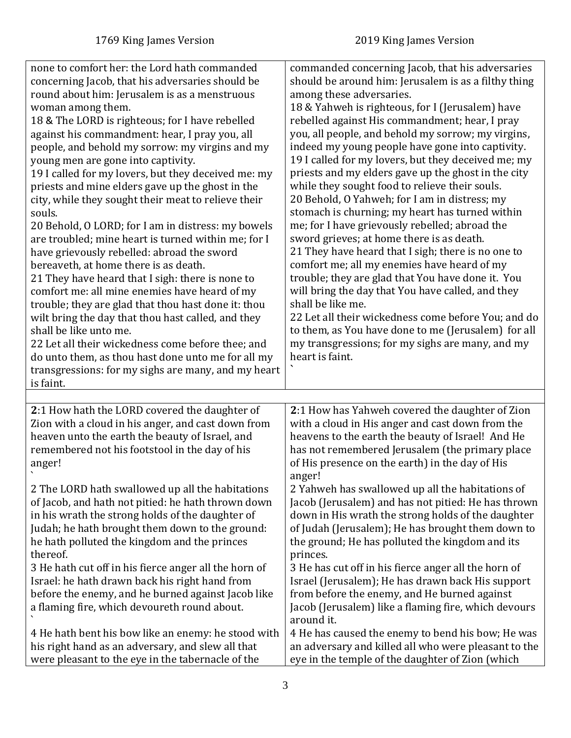| 1769 King James Version | 2019 King James Version |
|---|---|
| none to comfort her: the Lord hath commanded concerning Jacob, that his adversaries should be round about him: Jerusalem is as a menstruous woman among them.<br>18 & The LORD is righteous; for I have rebelled against his commandment: hear, I pray you, all people, and behold my sorrow: my virgins and my young men are gone into captivity.<br>19 I called for my lovers, but they deceived me: my priests and mine elders gave up the ghost in the city, while they sought their meat to relieve their souls.<br>20 Behold, O LORD; for I am in distress: my bowels are troubled; mine heart is turned within me; for I have grievously rebelled: abroad the sword bereaveth, at home there is as death.<br>21 They have heard that I sigh: there is none to comfort me: all mine enemies have heard of my trouble; they are glad that thou hast done it: thou wilt bring the day that thou hast called, and they shall be like unto me.<br>22 Let all their wickedness come before thee; and do unto them, as thou hast done unto me for all my transgressions: for my sighs are many, and my heart is faint. | commanded concerning Jacob, that his adversaries should be around him: Jerusalem is as a filthy thing among these adversaries.<br>18 & Yahweh is righteous, for I (Jerusalem) have rebelled against His commandment; hear, I pray you, all people, and behold my sorrow; my virgins, indeed my young people have gone into captivity.<br>19 I called for my lovers, but they deceived me; my priests and my elders gave up the ghost in the city while they sought food to relieve their souls.<br>20 Behold, O Yahweh; for I am in distress; my stomach is churning; my heart has turned within me; for I have grievously rebelled; abroad the sword grieves; at home there is as death.<br>21 They have heard that I sigh; there is no one to comfort me; all my enemies have heard of my trouble; they are glad that You have done it. You will bring the day that You have called, and they shall be like me.<br>22 Let all their wickedness come before You; and do to them, as You have done to me (Jerusalem) for all my transgressions; for my sighs are many, and my heart is faint.<br>` |
| | |
| **2**:1 How hath the LORD covered the daughter of Zion with a cloud in his anger, and cast down from heaven unto the earth the beauty of Israel, and remembered not his footstool in the day of his anger!<br>`<br>2 The LORD hath swallowed up all the habitations of Jacob, and hath not pitied: he hath thrown down in his wrath the strong holds of the daughter of Judah; he hath brought them down to the ground: he hath polluted the kingdom and the princes thereof.<br>3 He hath cut off in his fierce anger all the horn of Israel: he hath drawn back his right hand from before the enemy, and he burned against Jacob like a flaming fire, which devoureth round about.<br>`<br>4 He hath bent his bow like an enemy: he stood with his right hand as an adversary, and slew all that were pleasant to the eye in the tabernacle of the | **2**:1 How has Yahweh covered the daughter of Zion with a cloud in His anger and cast down from the heavens to the earth the beauty of Israel! And He has not remembered Jerusalem (the primary place of His presence on the earth) in the day of His anger!<br>2 Yahweh has swallowed up all the habitations of Jacob (Jerusalem) and has not pitied: He has thrown down in His wrath the strong holds of the daughter of Judah (Jerusalem); He has brought them down to the ground; He has polluted the kingdom and its princes.<br>3 He has cut off in his fierce anger all the horn of Israel (Jerusalem); He has drawn back His support from before the enemy, and He burned against Jacob (Jerusalem) like a flaming fire, which devours around it.<br>4 He has caused the enemy to bend his bow; He was an adversary and killed all who were pleasant to the eye in the temple of the daughter of Zion (which |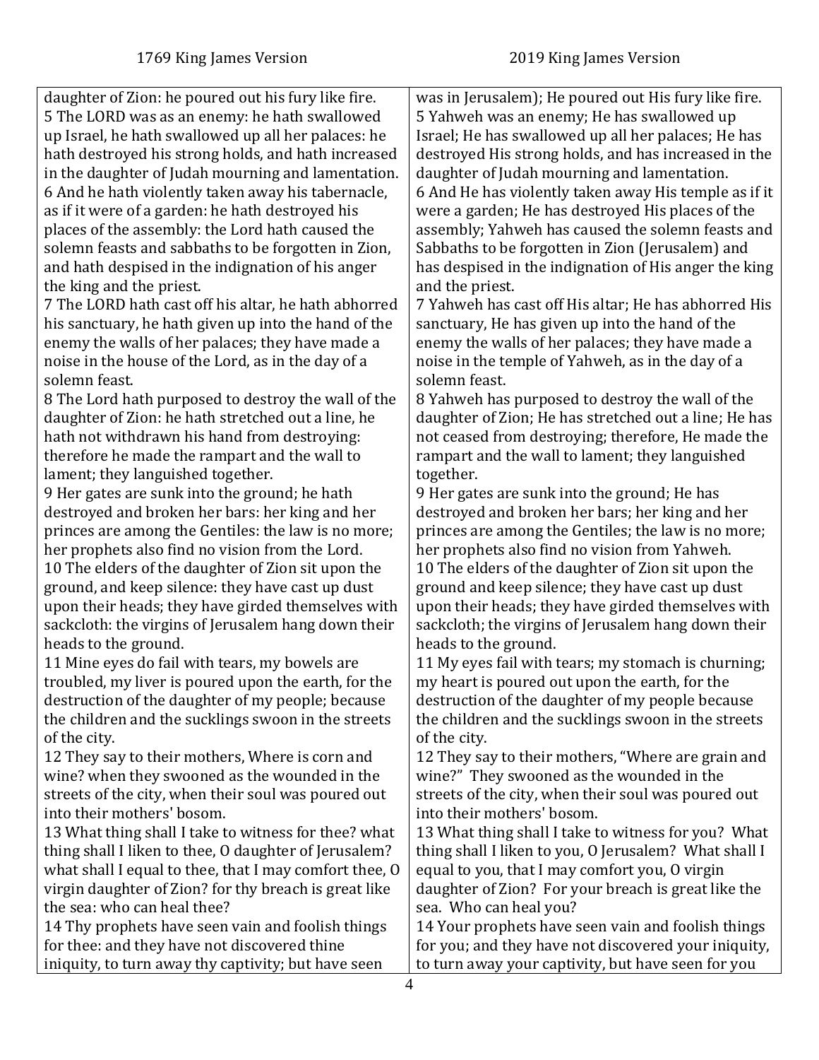| 1769 King James Version | 2019 King James Version |
|---|---|
| daughter of Zion: he poured out his fury like fire. | was in Jerusalem); He poured out His fury like fire. |
| 5 The LORD was as an enemy: he hath swallowed up Israel, he hath swallowed up all her palaces: he hath destroyed his strong holds, and hath increased in the daughter of Judah mourning and lamentation. | 5 Yahweh was an enemy; He has swallowed up Israel; He has swallowed up all her palaces; He has destroyed His strong holds, and has increased in the daughter of Judah mourning and lamentation. |
| 6 And he hath violently taken away his tabernacle, as if it were of a garden: he hath destroyed his places of the assembly: the Lord hath caused the solemn feasts and sabbaths to be forgotten in Zion, and hath despised in the indignation of his anger the king and the priest. | 6 And He has violently taken away His temple as if it were a garden; He has destroyed His places of the assembly; Yahweh has caused the solemn feasts and Sabbaths to be forgotten in Zion (Jerusalem) and has despised in the indignation of His anger the king and the priest. |
| 7 The LORD hath cast off his altar, he hath abhorred his sanctuary, he hath given up into the hand of the enemy the walls of her palaces; they have made a noise in the house of the Lord, as in the day of a solemn feast. | 7 Yahweh has cast off His altar; He has abhorred His sanctuary, He has given up into the hand of the enemy the walls of her palaces; they have made a noise in the temple of Yahweh, as in the day of a solemn feast. |
| 8 The Lord hath purposed to destroy the wall of the daughter of Zion: he hath stretched out a line, he hath not withdrawn his hand from destroying: therefore he made the rampart and the wall to lament; they languished together. | 8 Yahweh has purposed to destroy the wall of the daughter of Zion; He has stretched out a line; He has not ceased from destroying; therefore, He made the rampart and the wall to lament; they languished together. |
| 9 Her gates are sunk into the ground; he hath destroyed and broken her bars: her king and her princes are among the Gentiles: the law is no more; her prophets also find no vision from the Lord. | 9 Her gates are sunk into the ground; He has destroyed and broken her bars; her king and her princes are among the Gentiles; the law is no more; her prophets also find no vision from Yahweh. |
| 10 The elders of the daughter of Zion sit upon the ground, and keep silence: they have cast up dust upon their heads; they have girded themselves with sackcloth: the virgins of Jerusalem hang down their heads to the ground. | 10 The elders of the daughter of Zion sit upon the ground and keep silence; they have cast up dust upon their heads; they have girded themselves with sackcloth; the virgins of Jerusalem hang down their heads to the ground. |
| 11 Mine eyes do fail with tears, my bowels are troubled, my liver is poured upon the earth, for the destruction of the daughter of my people; because the children and the sucklings swoon in the streets of the city. | 11 My eyes fail with tears; my stomach is churning; my heart is poured out upon the earth, for the destruction of the daughter of my people because the children and the sucklings swoon in the streets of the city. |
| 12 They say to their mothers, Where is corn and wine? when they swooned as the wounded in the streets of the city, when their soul was poured out into their mothers' bosom. | 12 They say to their mothers, "Where are grain and wine?" They swooned as the wounded in the streets of the city, when their soul was poured out into their mothers' bosom. |
| 13 What thing shall I take to witness for thee? what thing shall I liken to thee, O daughter of Jerusalem? what shall I equal to thee, that I may comfort thee, O virgin daughter of Zion? for thy breach is great like the sea: who can heal thee? | 13 What thing shall I take to witness for you? What thing shall I liken to you, O Jerusalem? What shall I equal to you, that I may comfort you, O virgin daughter of Zion? For your breach is great like the sea. Who can heal you? |
| 14 Thy prophets have seen vain and foolish things for thee: and they have not discovered thine iniquity, to turn away thy captivity; but have seen | 14 Your prophets have seen vain and foolish things for you; and they have not discovered your iniquity, to turn away your captivity, but have seen for you |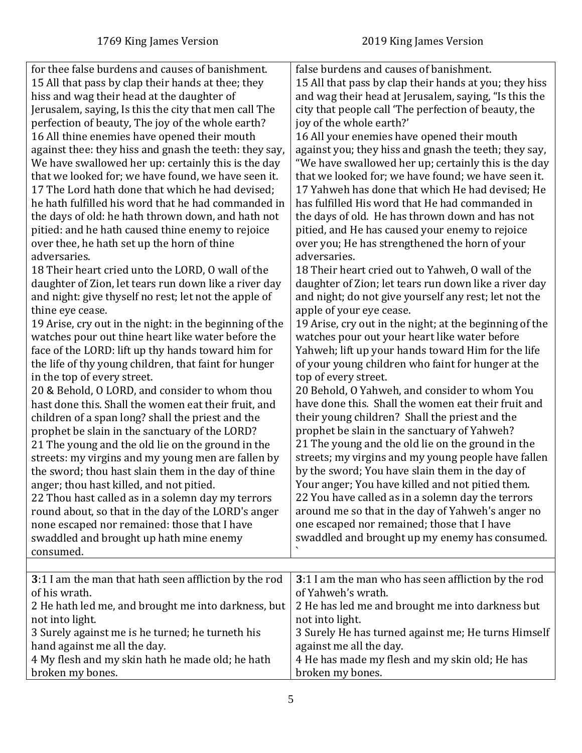| 1769 King James Version | 2019 King James Version |
|---|---|
| for thee false burdens and causes of banishment.<br>15 All that pass by clap their hands at thee; they hiss and wag their head at the daughter of Jerusalem, saying, Is this the city that men call The perfection of beauty, The joy of the whole earth?<br>16 All thine enemies have opened their mouth against thee: they hiss and gnash the teeth: they say, We have swallowed her up: certainly this is the day that we looked for; we have found, we have seen it.<br>17 The Lord hath done that which he had devised; he hath fulfilled his word that he had commanded in the days of old: he hath thrown down, and hath not pitied: and he hath caused thine enemy to rejoice over thee, he hath set up the horn of thine adversaries.<br>18 Their heart cried unto the LORD, O wall of the daughter of Zion, let tears run down like a river day and night: give thyself no rest; let not the apple of thine eye cease.<br>19 Arise, cry out in the night: in the beginning of the watches pour out thine heart like water before the face of the LORD: lift up thy hands toward him for the life of thy young children, that faint for hunger in the top of every street.<br>20 & Behold, O LORD, and consider to whom thou hast done this. Shall the women eat their fruit, and children of a span long? shall the priest and the prophet be slain in the sanctuary of the LORD?<br>21 The young and the old lie on the ground in the streets: my virgins and my young men are fallen by the sword; thou hast slain them in the day of thine anger; thou hast killed, and not pitied.<br>22 Thou hast called as in a solemn day my terrors round about, so that in the day of the LORD's anger none escaped nor remained: those that I have swaddled and brought up hath mine enemy consumed. | false burdens and causes of banishment.<br>15 All that pass by clap their hands at you; they hiss and wag their head at Jerusalem, saying, "Is this the city that people call 'The perfection of beauty, the joy of the whole earth?'<br>16 All your enemies have opened their mouth against you; they hiss and gnash the teeth; they say, "We have swallowed her up; certainly this is the day that we looked for; we have found; we have seen it.<br>17 Yahweh has done that which He had devised; He has fulfilled His word that He had commanded in the days of old. He has thrown down and has not pitied, and He has caused your enemy to rejoice over you; He has strengthened the horn of your adversaries.<br>18 Their heart cried out to Yahweh, O wall of the daughter of Zion; let tears run down like a river day and night; do not give yourself any rest; let not the apple of your eye cease.<br>19 Arise, cry out in the night; at the beginning of the watches pour out your heart like water before Yahweh; lift up your hands toward Him for the life of your young children who faint for hunger at the top of every street.<br>20 Behold, O Yahweh, and consider to whom You have done this. Shall the women eat their fruit and their young children? Shall the priest and the prophet be slain in the sanctuary of Yahweh?<br>21 The young and the old lie on the ground in the streets; my virgins and my young people have fallen by the sword; You have slain them in the day of Your anger; You have killed and not pitied them.<br>22 You have called as in a solemn day the terrors around me so that in the day of Yahweh's anger no one escaped nor remained; those that I have swaddled and brought up my enemy has consumed.<br>` |
| | |
| **3**:1 I am the man that hath seen affliction by the rod of his wrath.<br>2 He hath led me, and brought me into darkness, but not into light.<br>3 Surely against me is he turned; he turneth his hand against me all the day.<br>4 My flesh and my skin hath he made old; he hath broken my bones. | **3**:1 I am the man who has seen affliction by the rod of Yahweh's wrath.<br>2 He has led me and brought me into darkness but not into light.<br>3 Surely He has turned against me; He turns Himself against me all the day.<br>4 He has made my flesh and my skin old; He has broken my bones. |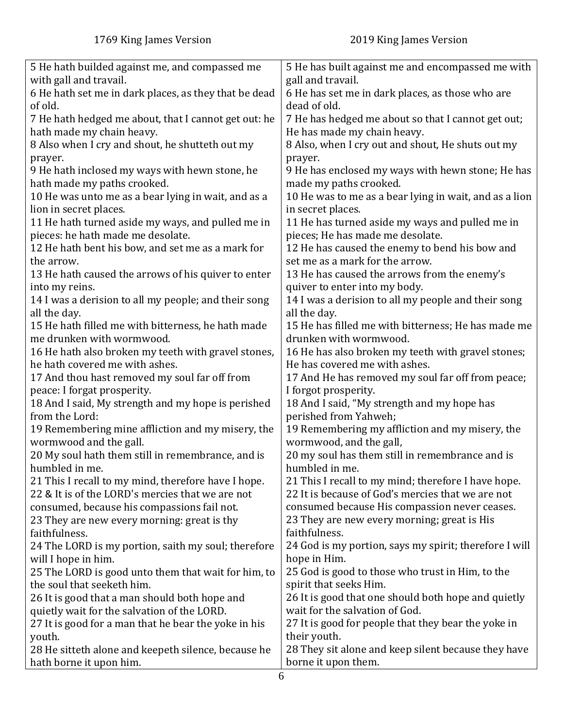| 1769 King James Version | 2019 King James Version |
| --- | --- |
| 5 He hath builded against me, and compassed me with gall and travail.<br>6 He hath set me in dark places, as they that be dead of old.<br>7 He hath hedged me about, that I cannot get out: he hath made my chain heavy.<br>8 Also when I cry and shout, he shutteth out my prayer.<br>9 He hath inclosed my ways with hewn stone, he hath made my paths crooked.<br>10 He was unto me as a bear lying in wait, and as a lion in secret places.<br>11 He hath turned aside my ways, and pulled me in pieces: he hath made me desolate.<br>12 He hath bent his bow, and set me as a mark for the arrow.<br>13 He hath caused the arrows of his quiver to enter into my reins.<br>14 I was a derision to all my people; and their song all the day.<br>15 He hath filled me with bitterness, he hath made me drunken with wormwood.<br>16 He hath also broken my teeth with gravel stones, he hath covered me with ashes.<br>17 And thou hast removed my soul far off from peace: I forgat prosperity.<br>18 And I said, My strength and my hope is perished from the Lord:<br>19 Remembering mine affliction and my misery, the wormwood and the gall.<br>20 My soul hath them still in remembrance, and is humbled in me.<br>21 This I recall to my mind, therefore have I hope.<br>22 & It is of the LORD's mercies that we are not consumed, because his compassions fail not.<br>23 They are new every morning: great is thy faithfulness.<br>24 The LORD is my portion, saith my soul; therefore will I hope in him.<br>25 The LORD is good unto them that wait for him, to the soul that seeketh him.<br>26 It is good that a man should both hope and quietly wait for the salvation of the LORD.<br>27 It is good for a man that he bear the yoke in his youth.<br>28 He sitteth alone and keepeth silence, because he hath borne it upon him. | 5 He has built against me and encompassed me with gall and travail.<br>6 He has set me in dark places, as those who are dead of old.<br>7 He has hedged me about so that I cannot get out; He has made my chain heavy.<br>8 Also, when I cry out and shout, He shuts out my prayer.<br>9 He has enclosed my ways with hewn stone; He has made my paths crooked.<br>10 He was to me as a bear lying in wait, and as a lion in secret places.<br>11 He has turned aside my ways and pulled me in pieces; He has made me desolate.<br>12 He has caused the enemy to bend his bow and set me as a mark for the arrow.<br>13 He has caused the arrows from the enemy's quiver to enter into my body.<br>14 I was a derision to all my people and their song all the day.<br>15 He has filled me with bitterness; He has made me drunken with wormwood.<br>16 He has also broken my teeth with gravel stones; He has covered me with ashes.<br>17 And He has removed my soul far off from peace; I forgot prosperity.<br>18 And I said, "My strength and my hope has perished from Yahweh;<br>19 Remembering my affliction and my misery, the wormwood, and the gall,<br>20 my soul has them still in remembrance and is humbled in me.<br>21 This I recall to my mind; therefore I have hope.<br>22 It is because of God's mercies that we are not consumed because His compassion never ceases.<br>23 They are new every morning; great is His faithfulness.<br>24 God is my portion, says my spirit; therefore I will hope in Him.<br>25 God is good to those who trust in Him, to the spirit that seeks Him.<br>26 It is good that one should both hope and quietly wait for the salvation of God.<br>27 It is good for people that they bear the yoke in their youth.<br>28 They sit alone and keep silent because they have borne it upon them. |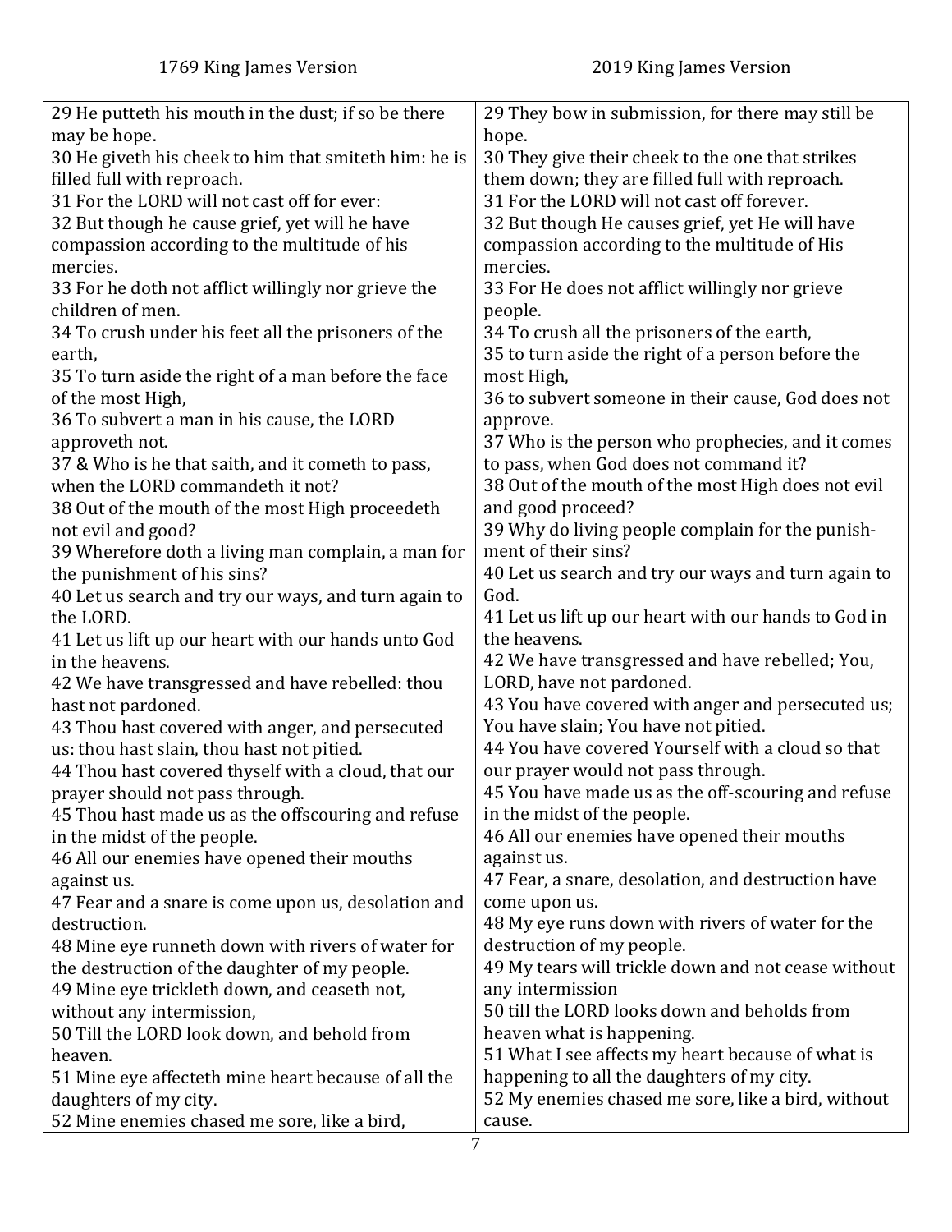| 1769 King James Version | 2019 King James Version |
| --- | --- |
| 29 He putteth his mouth in the dust; if so be there may be hope.<br>30 He giveth his cheek to him that smiteth him: he is filled full with reproach.<br>31 For the LORD will not cast off for ever:<br>32 But though he cause grief, yet will he have compassion according to the multitude of his mercies.<br>33 For he doth not afflict willingly nor grieve the children of men.<br>34 To crush under his feet all the prisoners of the earth,<br>35 To turn aside the right of a man before the face of the most High,<br>36 To subvert a man in his cause, the LORD approveth not.<br>37 & Who is he that saith, and it cometh to pass, when the LORD commandeth it not?<br>38 Out of the mouth of the most High proceedeth not evil and good?<br>39 Wherefore doth a living man complain, a man for the punishment of his sins?<br>40 Let us search and try our ways, and turn again to the LORD.<br>41 Let us lift up our heart with our hands unto God in the heavens.<br>42 We have transgressed and have rebelled: thou hast not pardoned.<br>43 Thou hast covered with anger, and persecuted us: thou hast slain, thou hast not pitied.<br>44 Thou hast covered thyself with a cloud, that our prayer should not pass through.<br>45 Thou hast made us as the offscouring and refuse in the midst of the people.<br>46 All our enemies have opened their mouths against us.<br>47 Fear and a snare is come upon us, desolation and destruction.<br>48 Mine eye runneth down with rivers of water for the destruction of the daughter of my people.<br>49 Mine eye trickleth down, and ceaseth not, without any intermission,<br>50 Till the LORD look down, and behold from heaven.<br>51 Mine eye affecteth mine heart because of all the daughters of my city.<br>52 Mine enemies chased me sore, like a bird, | 29 They bow in submission, for there may still be hope.<br>30 They give their cheek to the one that strikes them down; they are filled full with reproach.<br>31 For the LORD will not cast off forever.<br>32 But though He causes grief, yet He will have compassion according to the multitude of His mercies.<br>33 For He does not afflict willingly nor grieve people.<br>34 To crush all the prisoners of the earth,<br>35 to turn aside the right of a person before the most High,<br>36 to subvert someone in their cause, God does not approve.<br>37 Who is the person who prophecies, and it comes to pass, when God does not command it?<br>38 Out of the mouth of the most High does not evil and good proceed?<br>39 Why do living people complain for the punishment of their sins?<br>40 Let us search and try our ways and turn again to God.<br>41 Let us lift up our heart with our hands to God in the heavens.<br>42 We have transgressed and have rebelled; You, LORD, have not pardoned.<br>43 You have covered with anger and persecuted us; You have slain; You have not pitied.<br>44 You have covered Yourself with a cloud so that our prayer would not pass through.<br>45 You have made us as the off-scouring and refuse in the midst of the people.<br>46 All our enemies have opened their mouths against us.<br>47 Fear, a snare, desolation, and destruction have come upon us.<br>48 My eye runs down with rivers of water for the destruction of my people.<br>49 My tears will trickle down and not cease without any intermission<br>50 till the LORD looks down and beholds from heaven what is happening.<br>51 What I see affects my heart because of what is happening to all the daughters of my city.<br>52 My enemies chased me sore, like a bird, without cause. |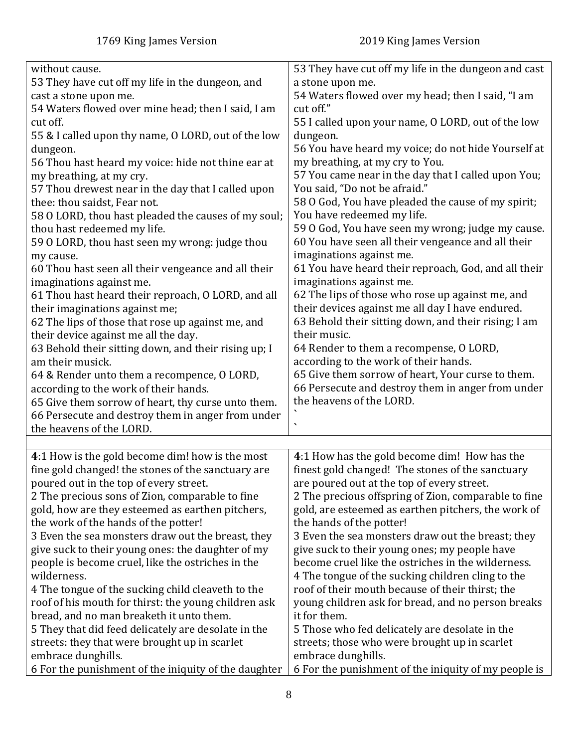| 1769 King James Version | 2019 King James Version |
|---|---|
| without cause.<br>53 They have cut off my life in the dungeon, and cast a stone upon me.<br>54 Waters flowed over mine head; then I said, I am cut off.<br>55 & I called upon thy name, O LORD, out of the low dungeon.<br>56 Thou hast heard my voice: hide not thine ear at my breathing, at my cry.<br>57 Thou drewest near in the day that I called upon thee: thou saidst, Fear not.<br>58 O LORD, thou hast pleaded the causes of my soul; thou hast redeemed my life.<br>59 O LORD, thou hast seen my wrong: judge thou my cause.<br>60 Thou hast seen all their vengeance and all their imaginations against me.<br>61 Thou hast heard their reproach, O LORD, and all their imaginations against me;<br>62 The lips of those that rose up against me, and their device against me all the day.<br>63 Behold their sitting down, and their rising up; I am their musick.<br>64 & Render unto them a recompence, O LORD, according to the work of their hands.<br>65 Give them sorrow of heart, thy curse unto them.<br>66 Persecute and destroy them in anger from under the heavens of the LORD. | 53 They have cut off my life in the dungeon and cast a stone upon me.<br>54 Waters flowed over my head; then I said, "I am cut off."<br>55 I called upon your name, O LORD, out of the low dungeon.<br>56 You have heard my voice; do not hide Yourself at my breathing, at my cry to You.<br>57 You came near in the day that I called upon You; You said, "Do not be afraid."<br>58 O God, You have pleaded the cause of my spirit; You have redeemed my life.<br>59 O God, You have seen my wrong; judge my cause.<br>60 You have seen all their vengeance and all their imaginations against me.<br>61 You have heard their reproach, God, and all their imaginations against me.<br>62 The lips of those who rose up against me, and their devices against me all day I have endured.<br>63 Behold their sitting down, and their rising; I am their music.<br>64 Render to them a recompense, O LORD, according to the work of their hands.<br>65 Give them sorrow of heart, Your curse to them.<br>66 Persecute and destroy them in anger from under the heavens of the LORD.<br>`<br>` |
| | |
| **4**:1 How is the gold become dim! how is the most fine gold changed! the stones of the sanctuary are poured out in the top of every street.<br>2 The precious sons of Zion, comparable to fine gold, how are they esteemed as earthen pitchers, the work of the hands of the potter!<br>3 Even the sea monsters draw out the breast, they give suck to their young ones: the daughter of my people is become cruel, like the ostriches in the wilderness.<br>4 The tongue of the sucking child cleaveth to the roof of his mouth for thirst: the young children ask bread, and no man breaketh it unto them.<br>5 They that did feed delicately are desolate in the streets: they that were brought up in scarlet embrace dunghills.<br>6 For the punishment of the iniquity of the daughter | **4**:1 How has the gold become dim! How has the finest gold changed! The stones of the sanctuary are poured out at the top of every street.<br>2 The precious offspring of Zion, comparable to fine gold, are esteemed as earthen pitchers, the work of the hands of the potter!<br>3 Even the sea monsters draw out the breast; they give suck to their young ones; my people have become cruel like the ostriches in the wilderness.<br>4 The tongue of the sucking children cling to the roof of their mouth because of their thirst; the young children ask for bread, and no person breaks it for them.<br>5 Those who fed delicately are desolate in the streets; those who were brought up in scarlet embrace dunghills.<br>6 For the punishment of the iniquity of my people is |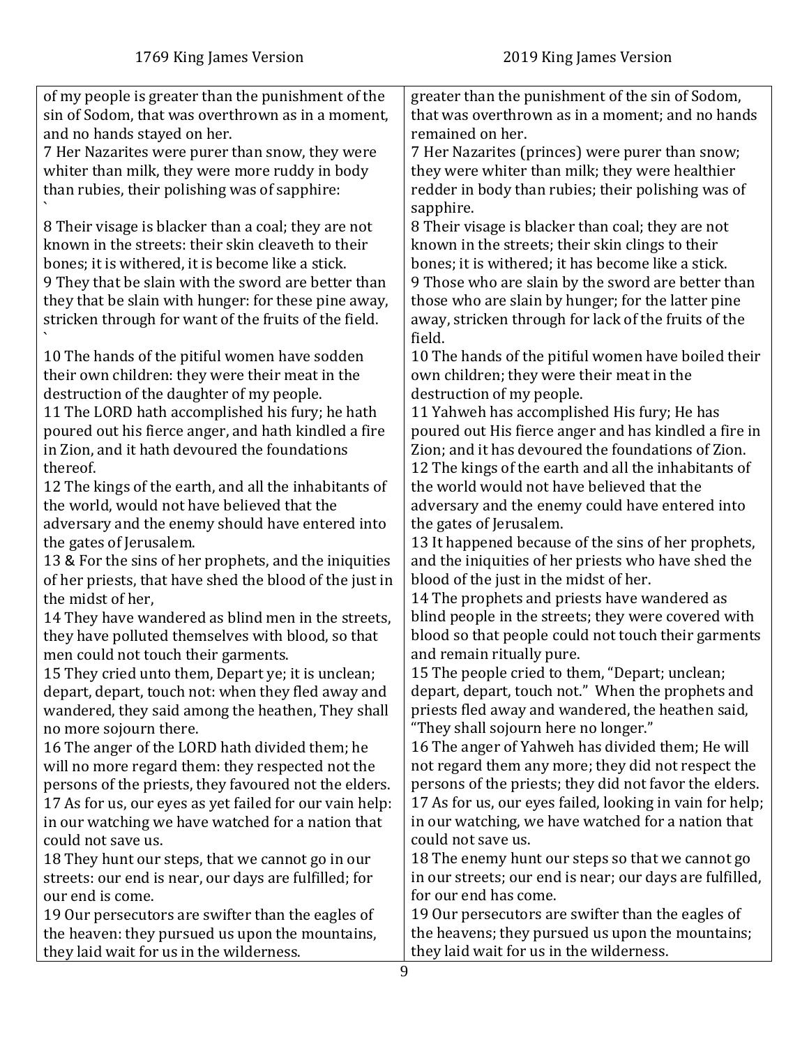| 1769 King James Version | 2019 King James Version |
|---|---|
| of my people is greater than the punishment of the sin of Sodom, that was overthrown as in a moment, and no hands stayed on her. | greater than the punishment of the sin of Sodom, that was overthrown as in a moment; and no hands remained on her. |
| 7 Her Nazarites were purer than snow, they were whiter than milk, they were more ruddy in body than rubies, their polishing was of sapphire: ` | 7 Her Nazarites (princes) were purer than snow; they were whiter than milk; they were healthier redder in body than rubies; their polishing was of sapphire. |
| 8 Their visage is blacker than a coal; they are not known in the streets: their skin cleaveth to their bones; it is withered, it is become like a stick. | 8 Their visage is blacker than coal; they are not known in the streets; their skin clings to their bones; it is withered; it has become like a stick. |
| 9 They that be slain with the sword are better than they that be slain with hunger: for these pine away, stricken through for want of the fruits of the field. ` | 9 Those who are slain by the sword are better than those who are slain by hunger; for the latter pine away, stricken through for lack of the fruits of the field. |
| 10 The hands of the pitiful women have sodden their own children: they were their meat in the destruction of the daughter of my people. | 10 The hands of the pitiful women have boiled their own children; they were their meat in the destruction of my people. |
| 11 The LORD hath accomplished his fury; he hath poured out his fierce anger, and hath kindled a fire in Zion, and it hath devoured the foundations thereof. | 11 Yahweh has accomplished His fury; He has poured out His fierce anger and has kindled a fire in Zion; and it has devoured the foundations of Zion. |
| 12 The kings of the earth, and all the inhabitants of the world, would not have believed that the adversary and the enemy should have entered into the gates of Jerusalem. | 12 The kings of the earth and all the inhabitants of the world would not have believed that the adversary and the enemy could have entered into the gates of Jerusalem. |
| 13 & For the sins of her prophets, and the iniquities of her priests, that have shed the blood of the just in the midst of her, | 13 It happened because of the sins of her prophets, and the iniquities of her priests who have shed the blood of the just in the midst of her. |
| 14 They have wandered as blind men in the streets, they have polluted themselves with blood, so that men could not touch their garments. | 14 The prophets and priests have wandered as blind people in the streets; they were covered with blood so that people could not touch their garments and remain ritually pure. |
| 15 They cried unto them, Depart ye; it is unclean; depart, depart, touch not: when they fled away and wandered, they said among the heathen, They shall no more sojourn there. | 15 The people cried to them, "Depart; unclean; depart, depart, touch not." When the prophets and priests fled away and wandered, the heathen said, "They shall sojourn here no longer." |
| 16 The anger of the LORD hath divided them; he will no more regard them: they respected not the persons of the priests, they favoured not the elders. | 16 The anger of Yahweh has divided them; He will not regard them any more; they did not respect the persons of the priests; they did not favor the elders. |
| 17 As for us, our eyes as yet failed for our vain help: in our watching we have watched for a nation that could not save us. | 17 As for us, our eyes failed, looking in vain for help; in our watching, we have watched for a nation that could not save us. |
| 18 They hunt our steps, that we cannot go in our streets: our end is near, our days are fulfilled; for our end is come. | 18 The enemy hunt our steps so that we cannot go in our streets; our end is near; our days are fulfilled, for our end has come. |
| 19 Our persecutors are swifter than the eagles of the heaven: they pursued us upon the mountains, they laid wait for us in the wilderness. | 19 Our persecutors are swifter than the eagles of the heavens; they pursued us upon the mountains; they laid wait for us in the wilderness. |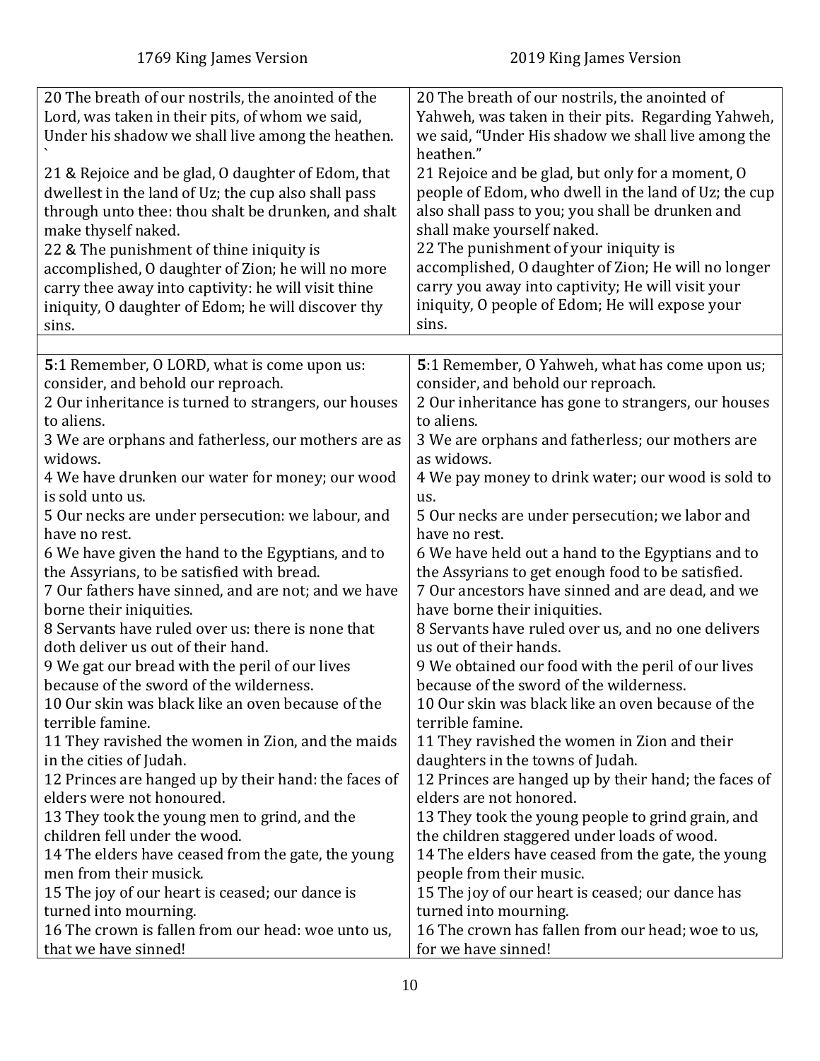| 1769 King James Version | 2019 King James Version |
|---|---|
| 20 The breath of our nostrils, the anointed of the Lord, was taken in their pits, of whom we said, Under his shadow we shall live among the heathen. ` | 20 The breath of our nostrils, the anointed of Yahweh, was taken in their pits. Regarding Yahweh, we said, "Under His shadow we shall live among the heathen." |
| 21 & Rejoice and be glad, O daughter of Edom, that dwellest in the land of Uz; the cup also shall pass through unto thee: thou shalt be drunken, and shalt make thyself naked. | 21 Rejoice and be glad, but only for a moment, O people of Edom, who dwell in the land of Uz; the cup also shall pass to you; you shall be drunken and shall make yourself naked. |
| 22 & The punishment of thine iniquity is accomplished, O daughter of Zion; he will no more carry thee away into captivity: he will visit thine iniquity, O daughter of Edom; he will discover thy sins. | 22 The punishment of your iniquity is accomplished, O daughter of Zion; He will no longer carry you away into captivity; He will visit your iniquity, O people of Edom; He will expose your sins. |
| | |
| **5**:1 Remember, O LORD, what is come upon us: consider, and behold our reproach. | **5**:1 Remember, O Yahweh, what has come upon us; consider, and behold our reproach. |
| 2 Our inheritance is turned to strangers, our houses to aliens. | 2 Our inheritance has gone to strangers, our houses to aliens. |
| 3 We are orphans and fatherless, our mothers are as widows. | 3 We are orphans and fatherless; our mothers are as widows. |
| 4 We have drunken our water for money; our wood is sold unto us. | 4 We pay money to drink water; our wood is sold to us. |
| 5 Our necks are under persecution: we labour, and have no rest. | 5 Our necks are under persecution; we labor and have no rest. |
| 6 We have given the hand to the Egyptians, and to the Assyrians, to be satisfied with bread. | 6 We have held out a hand to the Egyptians and to the Assyrians to get enough food to be satisfied. |
| 7 Our fathers have sinned, and are not; and we have borne their iniquities. | 7 Our ancestors have sinned and are dead, and we have borne their iniquities. |
| 8 Servants have ruled over us: there is none that doth deliver us out of their hand. | 8 Servants have ruled over us, and no one delivers us out of their hands. |
| 9 We gat our bread with the peril of our lives because of the sword of the wilderness. | 9 We obtained our food with the peril of our lives because of the sword of the wilderness. |
| 10 Our skin was black like an oven because of the terrible famine. | 10 Our skin was black like an oven because of the terrible famine. |
| 11 They ravished the women in Zion, and the maids in the cities of Judah. | 11 They ravished the women in Zion and their daughters in the towns of Judah. |
| 12 Princes are hanged up by their hand: the faces of elders were not honoured. | 12 Princes are hanged up by their hand; the faces of elders are not honored. |
| 13 They took the young men to grind, and the children fell under the wood. | 13 They took the young people to grind grain, and the children staggered under loads of wood. |
| 14 The elders have ceased from the gate, the young men from their musick. | 14 The elders have ceased from the gate, the young people from their music. |
| 15 The joy of our heart is ceased; our dance is turned into mourning. | 15 The joy of our heart is ceased; our dance has turned into mourning. |
| 16 The crown is fallen from our head: woe unto us, that we have sinned! | 16 The crown has fallen from our head; woe to us, for we have sinned! |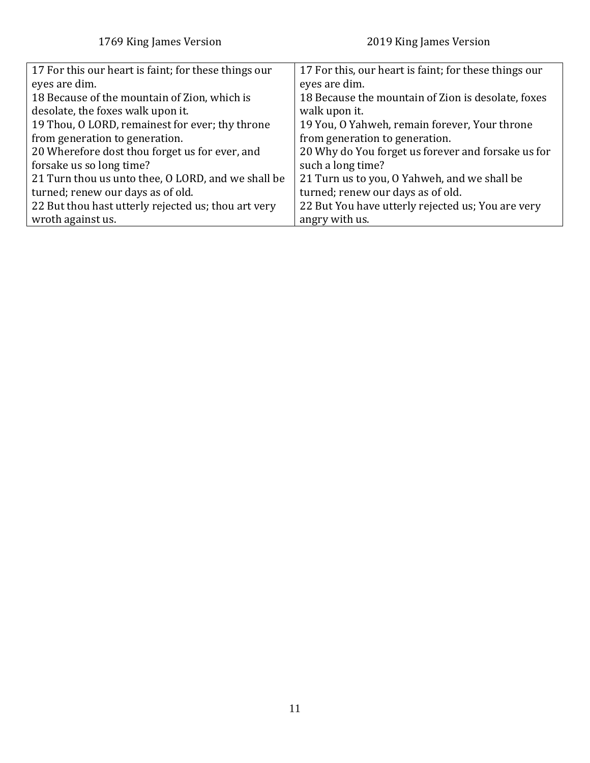| 1769 King James Version | 2019 King James Version |
|---|---|
| 17 For this our heart is faint; for these things our eyes are dim.<br>18 Because of the mountain of Zion, which is desolate, the foxes walk upon it.<br>19 Thou, O LORD, remainest for ever; thy throne from generation to generation.<br>20 Wherefore dost thou forget us for ever, and forsake us so long time?<br>21 Turn thou us unto thee, O LORD, and we shall be turned; renew our days as of old.<br>22 But thou hast utterly rejected us; thou art very wroth against us. | 17 For this, our heart is faint; for these things our eyes are dim.<br>18 Because the mountain of Zion is desolate, foxes walk upon it.<br>19 You, O Yahweh, remain forever, Your throne from generation to generation.<br>20 Why do You forget us forever and forsake us for such a long time?<br>21 Turn us to you, O Yahweh, and we shall be turned; renew our days as of old.<br>22 But You have utterly rejected us; You are very angry with us. |